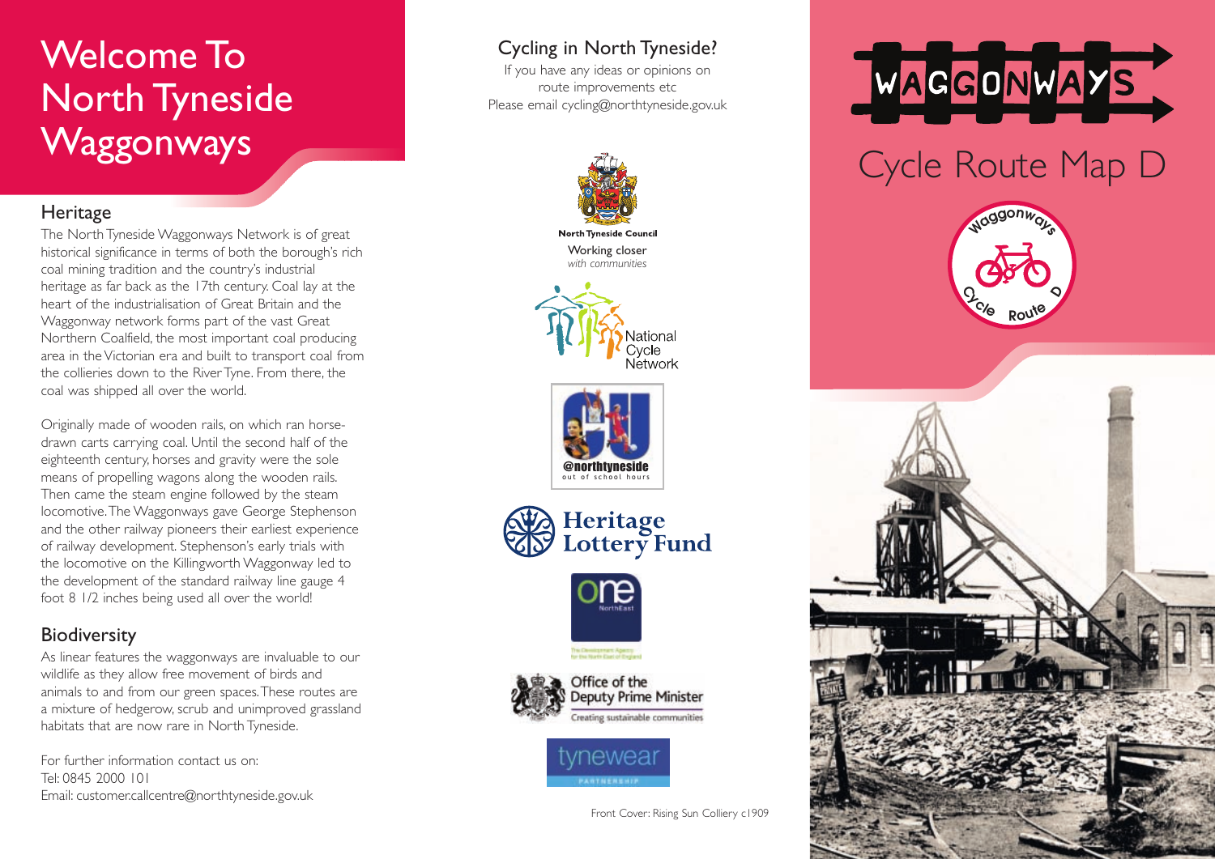# Welcome To North Tyneside Waggonways

## Heritage

The North Tyneside Waggonways Network is of great historical significance in terms of both the borough's rich coal mining tradition and the country's industrial heritage as far back as the 17th century. Coal lay at the heart of the industrialisation of Great Britain and the Waggonway network forms part of the vast Great Northern Coalfield, the most important coal producing area in the Victorian era and built to transport coal from the collieries down to the River Tyne. From there, the coal was shipped all over the world.

Originally made of wooden rails, on which ran horse-drawn carts carrying coal. Until the second half of the eighteenth century, horses and gravity were the sole means of propelling wagons along the wooden rails. Then came the steam engine followed by the steam locomotive. The Waggonways gave George Stephenson and the other railway pioneers their earliest experience of railway development. Stephenson's early trials with the locomotive on the Killingworth Waggonway led to the development of the standard railway line gauge 4 foot 8 1/2 inches being used all over the world!

## Biodiversity

As linear features the waggonways are invaluable to our wildlife as they allow free movement of birds and animals to and from our green spaces. These routes are a mixture of hedgerow, scrub and unimproved grassland habitats that are now rare in North Tyneside.

For further information contact us on:
Tel: 0845 2000 101
Email: customer.callcentre@northtyneside.gov.uk

## Cycling in North Tyneside?

If you have any ideas or opinions on route improvements etc
Please email cycling@northtyneside.gov.uk

North Tyneside Council
Working closer *with communities*

National Cycle Network

@northtyneside out of school hours

Heritage Lottery Fund

one NorthEast

Office of the Deputy Prime Minister
Creating sustainable communities

tynewear PARTNERSHIP

Front Cover: Rising Sun Colliery c1909

# WAGGONWAYS

## Cycle Route Map D

Waggonways Cycle Route D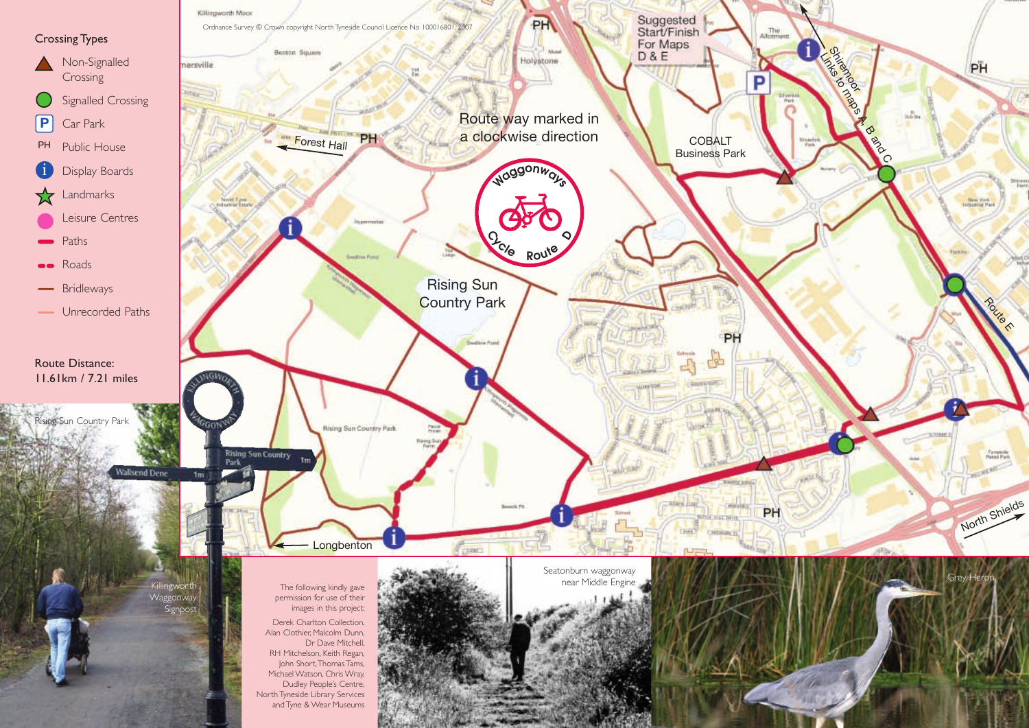## Crossing Types

- Non-Signalled Crossing
- Signalled Crossing
- Car Park
- PH — Public House
- Display Boards
- Landmarks
- Leisure Centres
- Paths
- Roads
- Bridleways
- Unrecorded Paths

**Route Distance:**
11.61km / 7.21 miles

Ordnance Survey © Crown copyright North Tyneside Council Licence No 100016801, 2007

Route way marked in a clockwise direction

Waggonways Cycle Route D

Suggested Start/Finish For Maps D & E

Shiremoor Links to maps A, B and C

Route E

COBALT Business Park

Rising Sun Country Park

Forest Hall

Longbenton

North Shields

Rising Sun Country Park

Killingworth Waggonway Signpost

The following kindly gave permission for use of their images in this project:

Derek Charlton Collection, Alan Clothier, Malcolm Dunn, Dr Dave Mitchell, RH Mitchelson, Keith Regan, John Short, Thomas Tams, Michael Watson, Chris Wray, Dudley People's Centre, North Tyneside Library Services and Tyne & Wear Museums

Seatonburn waggonway near Middle Engine

Grey Heron